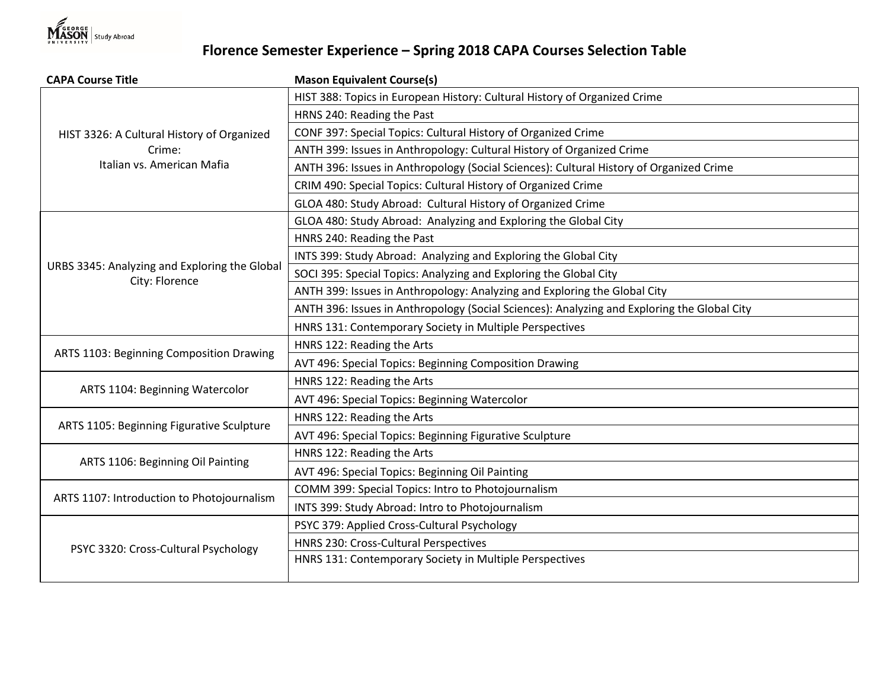# Florence Semester Experience – Spring 2018 CAPA Courses Selection Table

| CAPA Course Title | Mason Equivalent Course(s) |
|---|---|
| HIST 3326: A Cultural History of Organized Crime: Italian vs. American Mafia | HIST 388: Topics in European History: Cultural History of Organized Crime |
| | HRNS 240: Reading the Past |
| | CONF 397: Special Topics: Cultural History of Organized Crime |
| | ANTH 399: Issues in Anthropology: Cultural History of Organized Crime |
| | ANTH 396: Issues in Anthropology (Social Sciences): Cultural History of Organized Crime |
| | CRIM 490: Special Topics: Cultural History of Organized Crime |
| | GLOA 480: Study Abroad: Cultural History of Organized Crime |
| URBS 3345: Analyzing and Exploring the Global City: Florence | GLOA 480: Study Abroad: Analyzing and Exploring the Global City |
| | HNRS 240: Reading the Past |
| | INTS 399: Study Abroad: Analyzing and Exploring the Global City |
| | SOCI 395: Special Topics: Analyzing and Exploring the Global City |
| | ANTH 399: Issues in Anthropology: Analyzing and Exploring the Global City |
| | ANTH 396: Issues in Anthropology (Social Sciences): Analyzing and Exploring the Global City |
| | HNRS 131: Contemporary Society in Multiple Perspectives |
| ARTS 1103: Beginning Composition Drawing | HNRS 122: Reading the Arts |
| | AVT 496: Special Topics: Beginning Composition Drawing |
| ARTS 1104: Beginning Watercolor | HNRS 122: Reading the Arts |
| | AVT 496: Special Topics: Beginning Watercolor |
| ARTS 1105: Beginning Figurative Sculpture | HNRS 122: Reading the Arts |
| | AVT 496: Special Topics: Beginning Figurative Sculpture |
| ARTS 1106: Beginning Oil Painting | HNRS 122: Reading the Arts |
| | AVT 496: Special Topics: Beginning Oil Painting |
| ARTS 1107: Introduction to Photojournalism | COMM 399: Special Topics: Intro to Photojournalism |
| | INTS 399: Study Abroad: Intro to Photojournalism |
| PSYC 3320: Cross-Cultural Psychology | PSYC 379: Applied Cross-Cultural Psychology |
| | HNRS 230: Cross-Cultural Perspectives |
| | HNRS 131: Contemporary Society in Multiple Perspectives |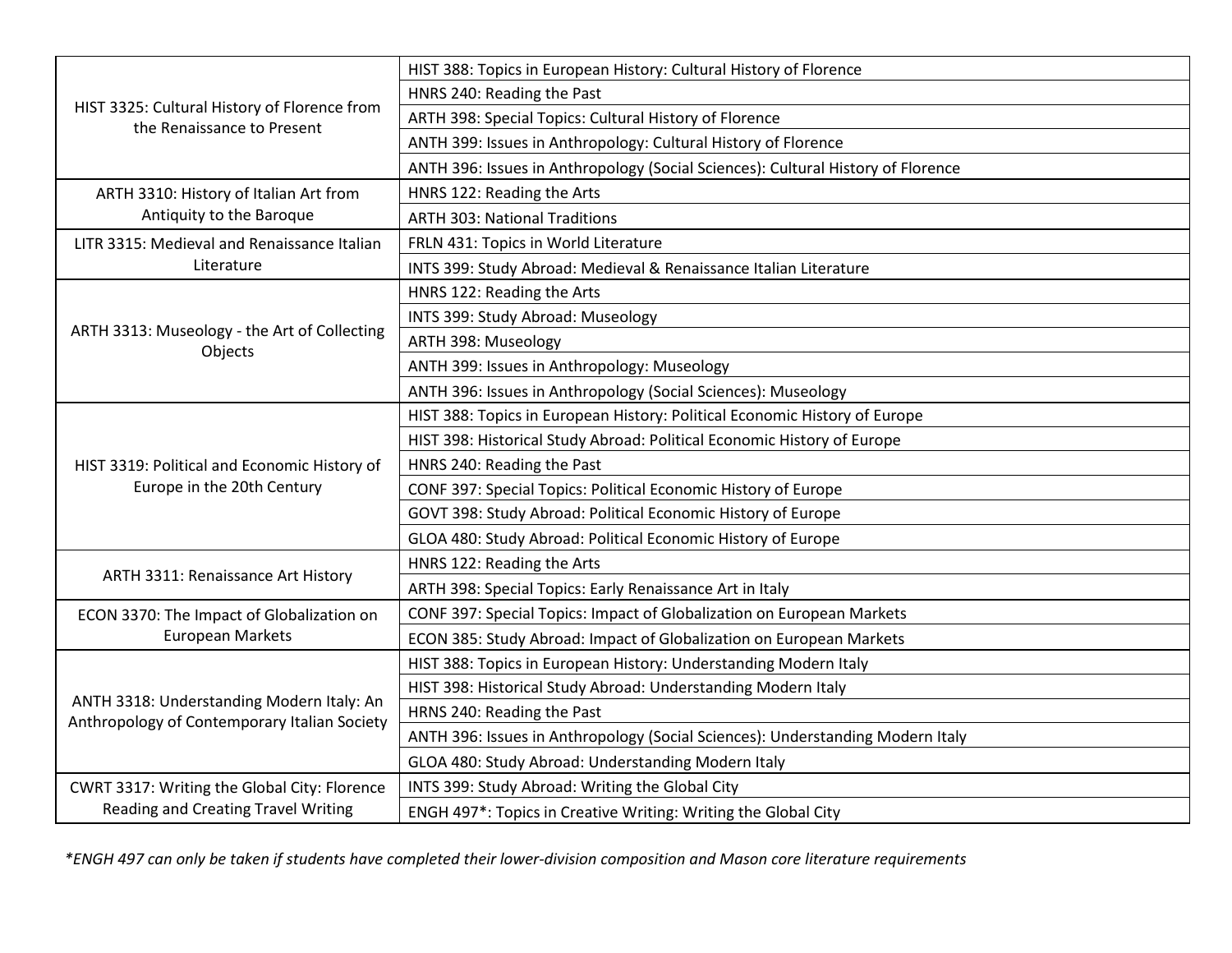| | |
|---|---|
| HIST 3325: Cultural History of Florence from the Renaissance to Present | HIST 388: Topics in European History: Cultural History of Florence |
| | HNRS 240: Reading the Past |
| | ARTH 398: Special Topics: Cultural History of Florence |
| | ANTH 399: Issues in Anthropology: Cultural History of Florence |
| | ANTH 396: Issues in Anthropology (Social Sciences): Cultural History of Florence |
| ARTH 3310: History of Italian Art from Antiquity to the Baroque | HNRS 122: Reading the Arts |
| | ARTH 303: National Traditions |
| LITR 3315: Medieval and Renaissance Italian Literature | FRLN 431: Topics in World Literature |
| | INTS 399: Study Abroad: Medieval & Renaissance Italian Literature |
| ARTH 3313: Museology - the Art of Collecting Objects | HNRS 122: Reading the Arts |
| | INTS 399: Study Abroad: Museology |
| | ARTH 398: Museology |
| | ANTH 399: Issues in Anthropology: Museology |
| | ANTH 396: Issues in Anthropology (Social Sciences): Museology |
| HIST 3319: Political and Economic History of Europe in the 20th Century | HIST 388: Topics in European History: Political Economic History of Europe |
| | HIST 398: Historical Study Abroad: Political Economic History of Europe |
| | HNRS 240: Reading the Past |
| | CONF 397: Special Topics: Political Economic History of Europe |
| | GOVT 398: Study Abroad: Political Economic History of Europe |
| | GLOA 480: Study Abroad: Political Economic History of Europe |
| ARTH 3311: Renaissance Art History | HNRS 122: Reading the Arts |
| | ARTH 398: Special Topics: Early Renaissance Art in Italy |
| ECON 3370: The Impact of Globalization on European Markets | CONF 397: Special Topics: Impact of Globalization on European Markets |
| | ECON 385: Study Abroad: Impact of Globalization on European Markets |
| ANTH 3318: Understanding Modern Italy: An Anthropology of Contemporary Italian Society | HIST 388: Topics in European History: Understanding Modern Italy |
| | HIST 398: Historical Study Abroad: Understanding Modern Italy |
| | HRNS 240: Reading the Past |
| | ANTH 396: Issues in Anthropology (Social Sciences): Understanding Modern Italy |
| | GLOA 480: Study Abroad: Understanding Modern Italy |
| CWRT 3317: Writing the Global City: Florence Reading and Creating Travel Writing | INTS 399: Study Abroad: Writing the Global City |
| | ENGH 497*: Topics in Creative Writing: Writing the Global City |

*\*ENGH 497 can only be taken if students have completed their lower-division composition and Mason core literature requirements*